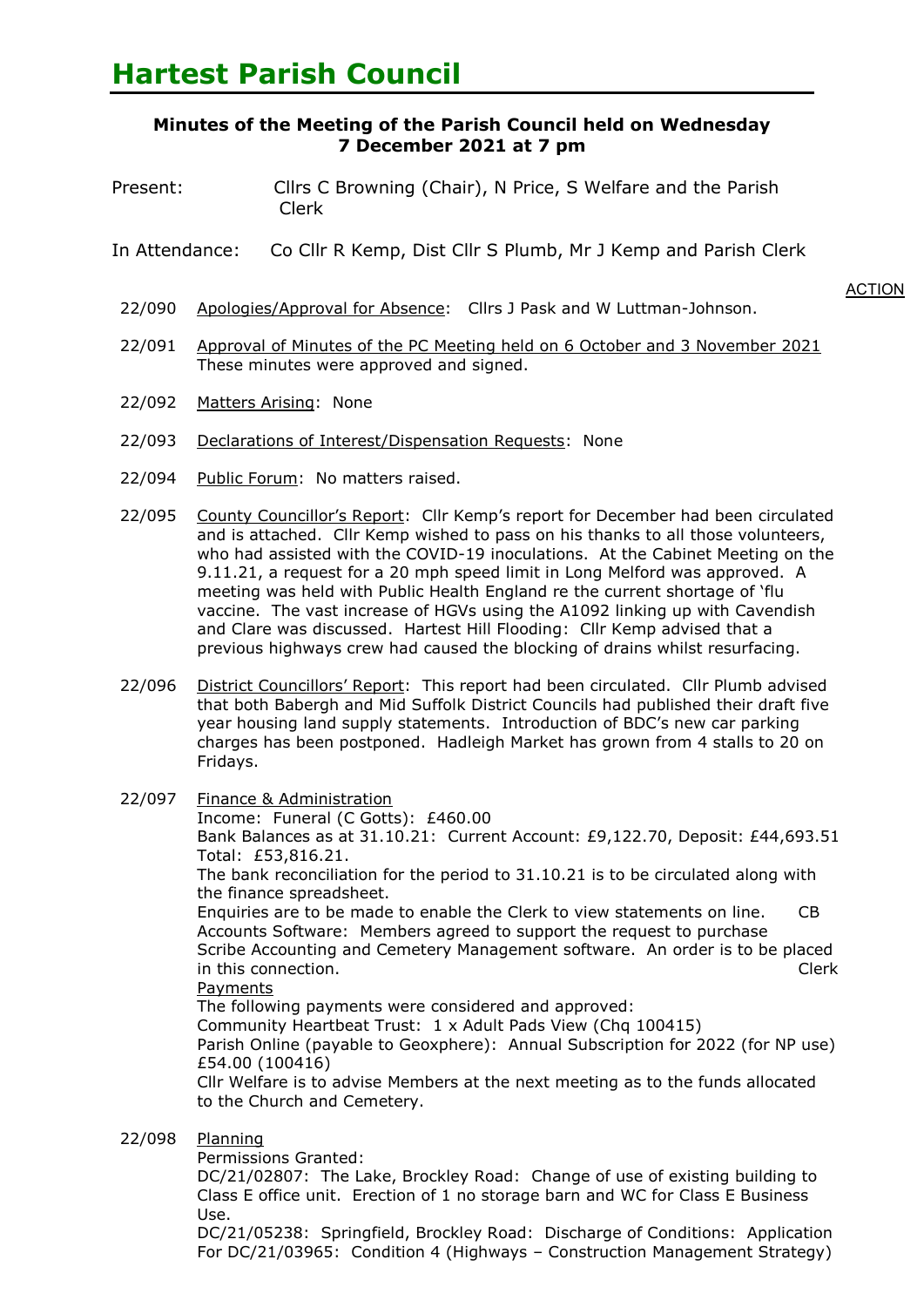# Hartest Parish Council

**Minutes of the Meeting of the Parish Council held on Wednesday 7 December 2021 at 7 pm**

Present: Cllrs C Browning (Chair), N Price, S Welfare and the Parish Clerk

In Attendance: Co Cllr R Kemp, Dist Cllr S Plumb, Mr J Kemp and Parish Clerk

ACTION

22/090 Apologies/Approval for Absence: Cllrs J Pask and W Luttman-Johnson.

22/091 Approval of Minutes of the PC Meeting held on 6 October and 3 November 2021
These minutes were approved and signed.

22/092 Matters Arising: None

22/093 Declarations of Interest/Dispensation Requests: None

22/094 Public Forum: No matters raised.

22/095 County Councillor's Report: Cllr Kemp's report for December had been circulated and is attached. Cllr Kemp wished to pass on his thanks to all those volunteers, who had assisted with the COVID-19 inoculations. At the Cabinet Meeting on the 9.11.21, a request for a 20 mph speed limit in Long Melford was approved. A meeting was held with Public Health England re the current shortage of 'flu vaccine. The vast increase of HGVs using the A1092 linking up with Cavendish and Clare was discussed. Hartest Hill Flooding: Cllr Kemp advised that a previous highways crew had caused the blocking of drains whilst resurfacing.

22/096 District Councillors' Report: This report had been circulated. Cllr Plumb advised that both Babergh and Mid Suffolk District Councils had published their draft five year housing land supply statements. Introduction of BDC's new car parking charges has been postponed. Hadleigh Market has grown from 4 stalls to 20 on Fridays.

22/097 Finance & Administration
Income: Funeral (C Gotts): £460.00
Bank Balances as at 31.10.21: Current Account: £9,122.70, Deposit: £44,693.51 Total: £53,816.21.
The bank reconciliation for the period to 31.10.21 is to be circulated along with the finance spreadsheet.
Enquiries are to be made to enable the Clerk to view statements on line. CB
Accounts Software: Members agreed to support the request to purchase Scribe Accounting and Cemetery Management software. An order is to be placed in this connection. Clerk
Payments
The following payments were considered and approved:
Community Heartbeat Trust: 1 x Adult Pads View (Chq 100415)
Parish Online (payable to Geoxphere): Annual Subscription for 2022 (for NP use) £54.00 (100416)
Cllr Welfare is to advise Members at the next meeting as to the funds allocated to the Church and Cemetery.

22/098 Planning
Permissions Granted:
DC/21/02807: The Lake, Brockley Road: Change of use of existing building to Class E office unit. Erection of 1 no storage barn and WC for Class E Business Use.
DC/21/05238: Springfield, Brockley Road: Discharge of Conditions: Application For DC/21/03965: Condition 4 (Highways – Construction Management Strategy)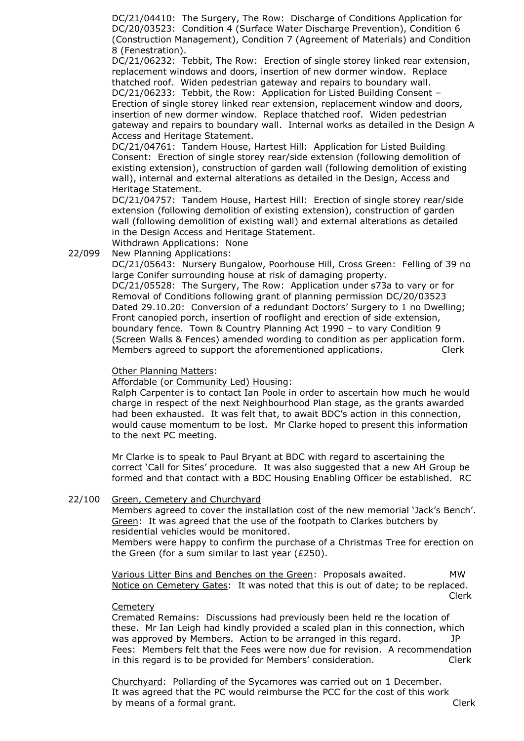DC/21/04410: The Surgery, The Row: Discharge of Conditions Application for DC/20/03523: Condition 4 (Surface Water Discharge Prevention), Condition 6 (Construction Management), Condition 7 (Agreement of Materials) and Condition 8 (Fenestration).

DC/21/06232: Tebbit, The Row: Erection of single storey linked rear extension, replacement windows and doors, insertion of new dormer window. Replace thatched roof. Widen pedestrian gateway and repairs to boundary wall.

DC/21/06233: Tebbit, the Row: Application for Listed Building Consent – Erection of single storey linked rear extension, replacement window and doors, insertion of new dormer window. Replace thatched roof. Widen pedestrian gateway and repairs to boundary wall. Internal works as detailed in the Design A Access and Heritage Statement.

DC/21/04761: Tandem House, Hartest Hill: Application for Listed Building Consent: Erection of single storey rear/side extension (following demolition of existing extension), construction of garden wall (following demolition of existing wall), internal and external alterations as detailed in the Design, Access and Heritage Statement.

DC/21/04757: Tandem House, Hartest Hill: Erection of single storey rear/side extension (following demolition of existing extension), construction of garden wall (following demolition of existing wall) and external alterations as detailed in the Design Access and Heritage Statement.

Withdrawn Applications: None

22/099 New Planning Applications:

DC/21/05643: Nursery Bungalow, Poorhouse Hill, Cross Green: Felling of 39 no large Conifer surrounding house at risk of damaging property.

DC/21/05528: The Surgery, The Row: Application under s73a to vary or for Removal of Conditions following grant of planning permission DC/20/03523 Dated 29.10.20: Conversion of a redundant Doctors' Surgery to 1 no Dwelling; Front canopied porch, insertion of rooflight and erection of side extension, boundary fence. Town & Country Planning Act 1990 – to vary Condition 9 (Screen Walls & Fences) amended wording to condition as per application form.

Members agreed to support the aforementioned applications. Clerk

Other Planning Matters:

Affordable (or Community Led) Housing:

Ralph Carpenter is to contact Ian Poole in order to ascertain how much he would charge in respect of the next Neighbourhood Plan stage, as the grants awarded had been exhausted. It was felt that, to await BDC's action in this connection, would cause momentum to be lost. Mr Clarke hoped to present this information to the next PC meeting.

Mr Clarke is to speak to Paul Bryant at BDC with regard to ascertaining the correct 'Call for Sites' procedure. It was also suggested that a new AH Group be formed and that contact with a BDC Housing Enabling Officer be established. RC

22/100 Green, Cemetery and Churchyard

Members agreed to cover the installation cost of the new memorial 'Jack's Bench'.

Green: It was agreed that the use of the footpath to Clarkes butchers by residential vehicles would be monitored.

Members were happy to confirm the purchase of a Christmas Tree for erection on the Green (for a sum similar to last year (£250).

Various Litter Bins and Benches on the Green: Proposals awaited. MW

Notice on Cemetery Gates: It was noted that this is out of date; to be replaced. Clerk

Cemetery

Cremated Remains: Discussions had previously been held re the location of these. Mr Ian Leigh had kindly provided a scaled plan in this connection, which was approved by Members. Action to be arranged in this regard. JP

Fees: Members felt that the Fees were now due for revision. A recommendation in this regard is to be provided for Members' consideration. Clerk

Churchyard: Pollarding of the Sycamores was carried out on 1 December. It was agreed that the PC would reimburse the PCC for the cost of this work by means of a formal grant. Clerk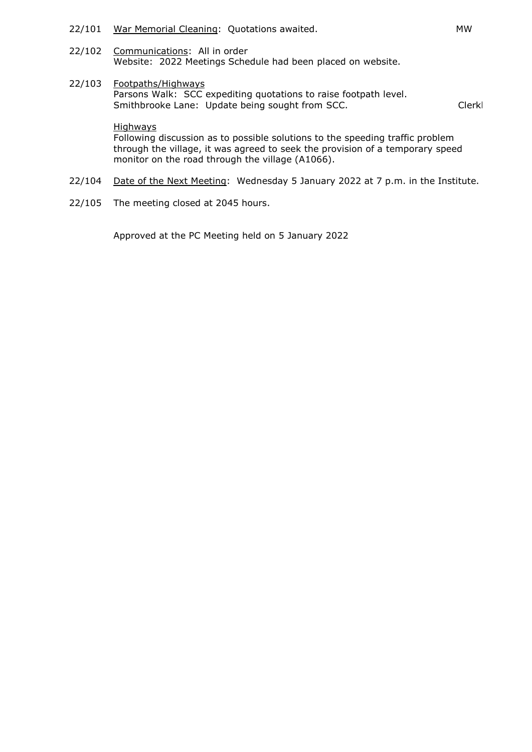22/101 <u>War Memorial Cleaning</u>: Quotations awaited. MW

22/102 <u>Communications</u>: All in order
Website: 2022 Meetings Schedule had been placed on website.

22/103 <u>Footpaths/Highways</u>
Parsons Walk: SCC expediting quotations to raise footpath level.
Smithbrooke Lane: Update being sought from SCC. Clerk

<u>Highways</u>
Following discussion as to possible solutions to the speeding traffic problem through the village, it was agreed to seek the provision of a temporary speed monitor on the road through the village (A1066).

22/104 <u>Date of the Next Meeting</u>: Wednesday 5 January 2022 at 7 p.m. in the Institute.

22/105 The meeting closed at 2045 hours.

Approved at the PC Meeting held on 5 January 2022